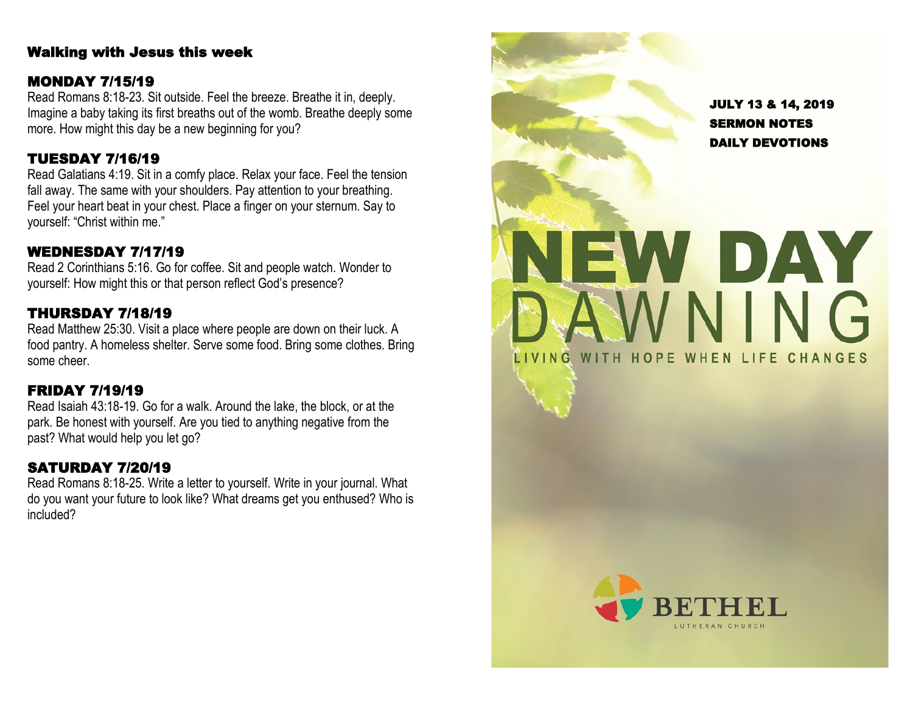## Walking with Jesus this week

### MONDAY 7/15/19

Read Romans 8:18-23. Sit outside. Feel the breeze. Breathe it in, deeply. Imagine a baby taking its first breaths out of the womb. Breathe deeply some more. How might this day be a new beginning for you?

### TUESDAY 7/16/19

Read Galatians 4:19. Sit in a comfy place. Relax your face. Feel the tension fall away. The same with your shoulders. Pay attention to your breathing. Feel your heart beat in your chest. Place a finger on your sternum. Say to yourself: "Christ within me."

### WEDNESDAY 7/17/19

Read 2 Corinthians 5:16. Go for coffee. Sit and people watch. Wonder to yourself: How might this or that person reflect God's presence?

### THURSDAY 7/18/19

Read Matthew 25:30. Visit a place where people are down on their luck. A food pantry. A homeless shelter. Serve some food. Bring some clothes. Bring some cheer.

### FRIDAY 7/19/19

Read Isaiah 43:18-19. Go for a walk. Around the lake, the block, or at the park. Be honest with yourself. Are you tied to anything negative from the past? What would help you let go?

### SATURDAY 7/20/19

Read Romans 8:18-25. Write a letter to yourself. Write in your journal. What do you want your future to look like? What dreams get you enthused? Who is included?

**JULY 13 & 14, 2019**
**SERMON NOTES**
**DAILY DEVOTIONS**

# NEW DAY DAWNING

LIVING WITH HOPE WHEN LIFE CHANGES

BETHEL
LUTHERAN CHURCH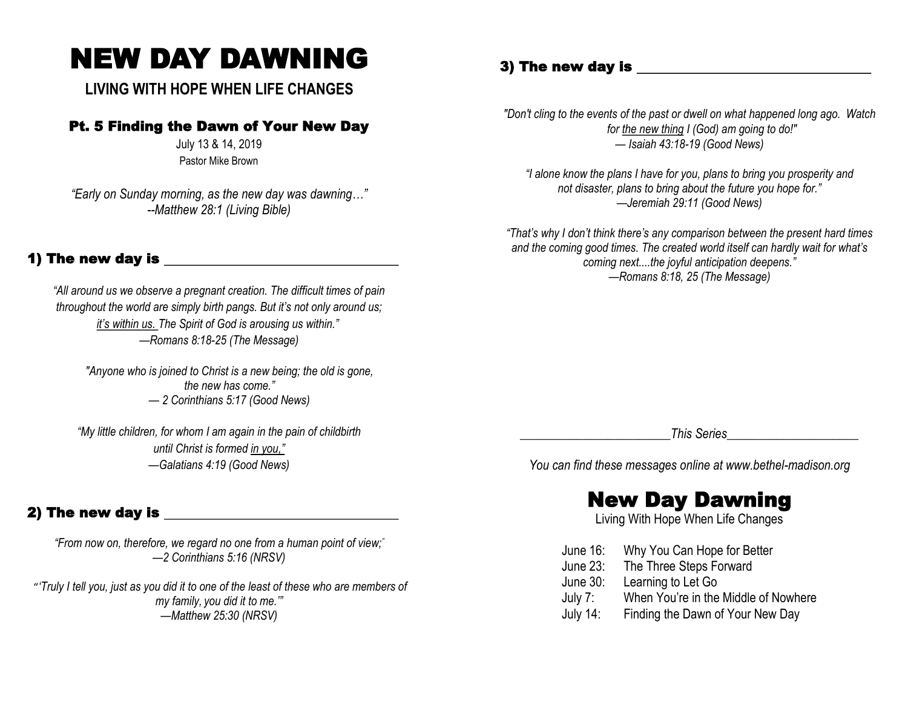# NEW DAY DAWNING

**LIVING WITH HOPE WHEN LIFE CHANGES**

## Pt. 5 Finding the Dawn of Your New Day

July 13 & 14, 2019

Pastor Mike Brown

*“Early on Sunday morning, as the new day was dawning…”*
*--Matthew 28:1 (Living Bible)*

## 1) The new day is ________________________________

*“All around us we observe a pregnant creation. The difficult times of pain throughout the world are simply birth pangs. But it’s not only around us; <u>it’s within us.</u> The Spirit of God is arousing us within.”*
*—Romans 8:18-25 (The Message)*

*"Anyone who is joined to Christ is a new being; the old is gone, the new has come.”*
*— 2 Corinthians 5:17 (Good News)*

*“My little children, for whom I am again in the pain of childbirth until Christ is formed <u>in you,”</u>*
*—Galatians 4:19 (Good News)*

## 2) The new day is ________________________________

*“From now on, therefore, we regard no one from a human point of view;”*
*—2 Corinthians 5:16 (NRSV)*

*“‘Truly I tell you, just as you did it to one of the least of these who are members of my family, you did it to me.’”*
*—Matthew 25:30 (NRSV)*

## 3) The new day is ________________________________

*"Don't cling to the events of the past or dwell on what happened long ago. Watch for <u>the new thing</u> I (God) am going to do!"*
*— Isaiah 43:18-19 (Good News)*

*“I alone know the plans I have for you, plans to bring you prosperity and not disaster, plans to bring about the future you hope for.”*
*—Jeremiah 29:11 (Good News)*

*“That’s why I don’t think there’s any comparison between the present hard times and the coming good times. The created world itself can hardly wait for what’s coming next....the joyful anticipation deepens.”*
*—Romans 8:18, 25 (The Message)*

*______________________This Series___________________*

*You can find these messages online at www.bethel-madison.org*

## New Day Dawning

Living With Hope When Life Changes

| | |
|---|---|
| June 16: | Why You Can Hope for Better |
| June 23: | The Three Steps Forward |
| June 30: | Learning to Let Go |
| July 7: | When You’re in the Middle of Nowhere |
| July 14: | Finding the Dawn of Your New Day |